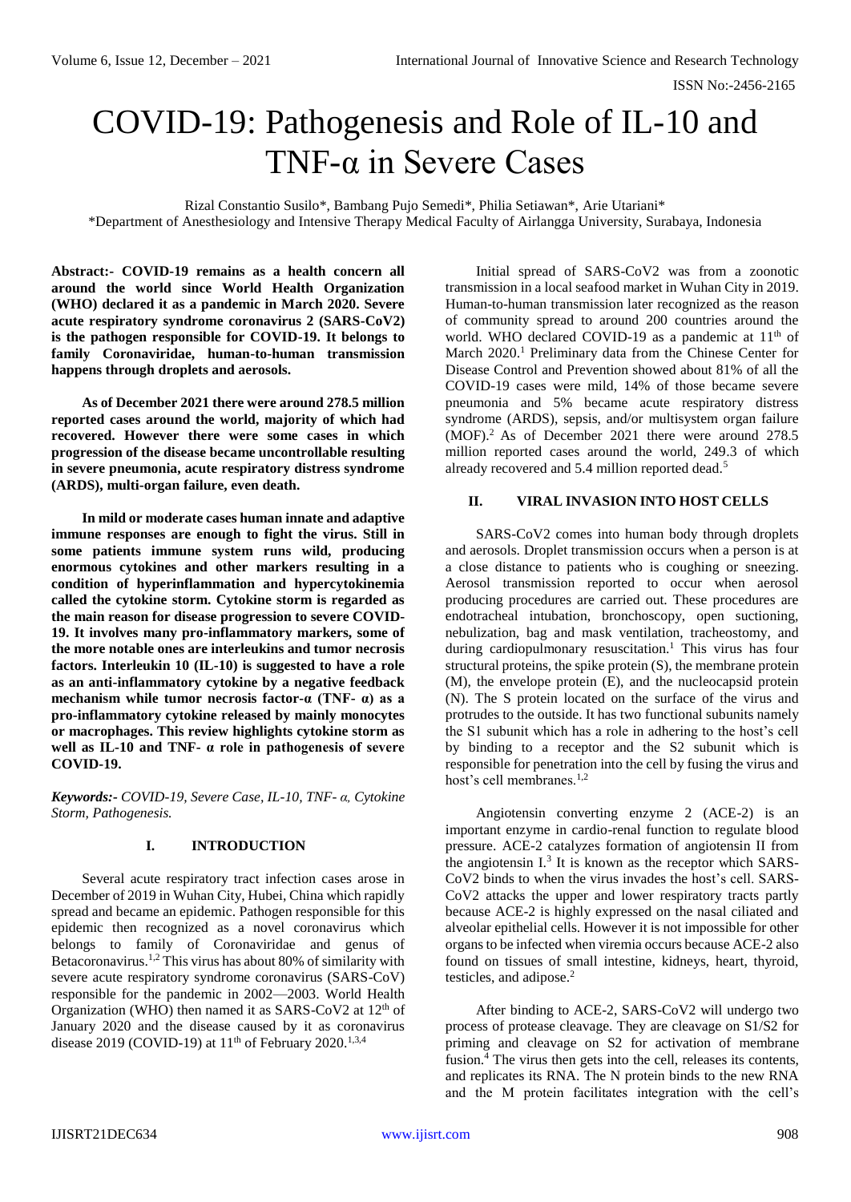# COVID-19: Pathogenesis and Role of IL-10 and TNF-α in Severe Cases

Rizal Constantio Susilo*, Bambang Pujo Semedi*, Philia Setiawan*, Arie Utariani*
*Department of Anesthesiology and Intensive Therapy Medical Faculty of Airlangga University, Surabaya, Indonesia

**Abstract:- COVID-19 remains as a health concern all around the world since World Health Organization (WHO) declared it as a pandemic in March 2020. Severe acute respiratory syndrome coronavirus 2 (SARS-CoV2) is the pathogen responsible for COVID-19. It belongs to family Coronaviridae, human-to-human transmission happens through droplets and aerosols.**

**As of December 2021 there were around 278.5 million reported cases around the world, majority of which had recovered. However there were some cases in which progression of the disease became uncontrollable resulting in severe pneumonia, acute respiratory distress syndrome (ARDS), multi-organ failure, even death.**

**In mild or moderate cases human innate and adaptive immune responses are enough to fight the virus. Still in some patients immune system runs wild, producing enormous cytokines and other markers resulting in a condition of hyperinflammation and hypercytokinemia called the cytokine storm. Cytokine storm is regarded as the main reason for disease progression to severe COVID-19. It involves many pro-inflammatory markers, some of the more notable ones are interleukins and tumor necrosis factors. Interleukin 10 (IL-10) is suggested to have a role as an anti-inflammatory cytokine by a negative feedback mechanism while tumor necrosis factor-α (TNF- α) as a pro-inflammatory cytokine released by mainly monocytes or macrophages. This review highlights cytokine storm as well as IL-10 and TNF- α role in pathogenesis of severe COVID-19.**

***Keywords:- COVID-19, Severe Case, IL-10, TNF- α, Cytokine Storm, Pathogenesis.***

## I. INTRODUCTION

Several acute respiratory tract infection cases arose in December of 2019 in Wuhan City, Hubei, China which rapidly spread and became an epidemic. Pathogen responsible for this epidemic then recognized as a novel coronavirus which belongs to family of Coronaviridae and genus of Betacoronavirus.[1,2] This virus has about 80% of similarity with severe acute respiratory syndrome coronavirus (SARS-CoV) responsible for the pandemic in 2002—2003. World Health Organization (WHO) then named it as SARS-CoV2 at 12th of January 2020 and the disease caused by it as coronavirus disease 2019 (COVID-19) at 11th of February 2020.[1,3,4]

Initial spread of SARS-CoV2 was from a zoonotic transmission in a local seafood market in Wuhan City in 2019. Human-to-human transmission later recognized as the reason of community spread to around 200 countries around the world. WHO declared COVID-19 as a pandemic at 11th of March 2020.[1] Preliminary data from the Chinese Center for Disease Control and Prevention showed about 81% of all the COVID-19 cases were mild, 14% of those became severe pneumonia and 5% became acute respiratory distress syndrome (ARDS), sepsis, and/or multisystem organ failure (MOF).[2] As of December 2021 there were around 278.5 million reported cases around the world, 249.3 of which already recovered and 5.4 million reported dead.[5]

## II. VIRAL INVASION INTO HOST CELLS

SARS-CoV2 comes into human body through droplets and aerosols. Droplet transmission occurs when a person is at a close distance to patients who is coughing or sneezing. Aerosol transmission reported to occur when aerosol producing procedures are carried out. These procedures are endotracheal intubation, bronchoscopy, open suctioning, nebulization, bag and mask ventilation, tracheostomy, and during cardiopulmonary resuscitation.[1] This virus has four structural proteins, the spike protein (S), the membrane protein (M), the envelope protein (E), and the nucleocapsid protein (N). The S protein located on the surface of the virus and protrudes to the outside. It has two functional subunits namely the S1 subunit which has a role in adhering to the host's cell by binding to a receptor and the S2 subunit which is responsible for penetration into the cell by fusing the virus and host's cell membranes.[1,2]

Angiotensin converting enzyme 2 (ACE-2) is an important enzyme in cardio-renal function to regulate blood pressure. ACE-2 catalyzes formation of angiotensin II from the angiotensin I.[3] It is known as the receptor which SARS-CoV2 binds to when the virus invades the host's cell. SARS-CoV2 attacks the upper and lower respiratory tracts partly because ACE-2 is highly expressed on the nasal ciliated and alveolar epithelial cells. However it is not impossible for other organs to be infected when viremia occurs because ACE-2 also found on tissues of small intestine, kidneys, heart, thyroid, testicles, and adipose.[2]

After binding to ACE-2, SARS-CoV2 will undergo two process of protease cleavage. They are cleavage on S1/S2 for priming and cleavage on S2 for activation of membrane fusion.[4] The virus then gets into the cell, releases its contents, and replicates its RNA. The N protein binds to the new RNA and the M protein facilitates integration with the cell's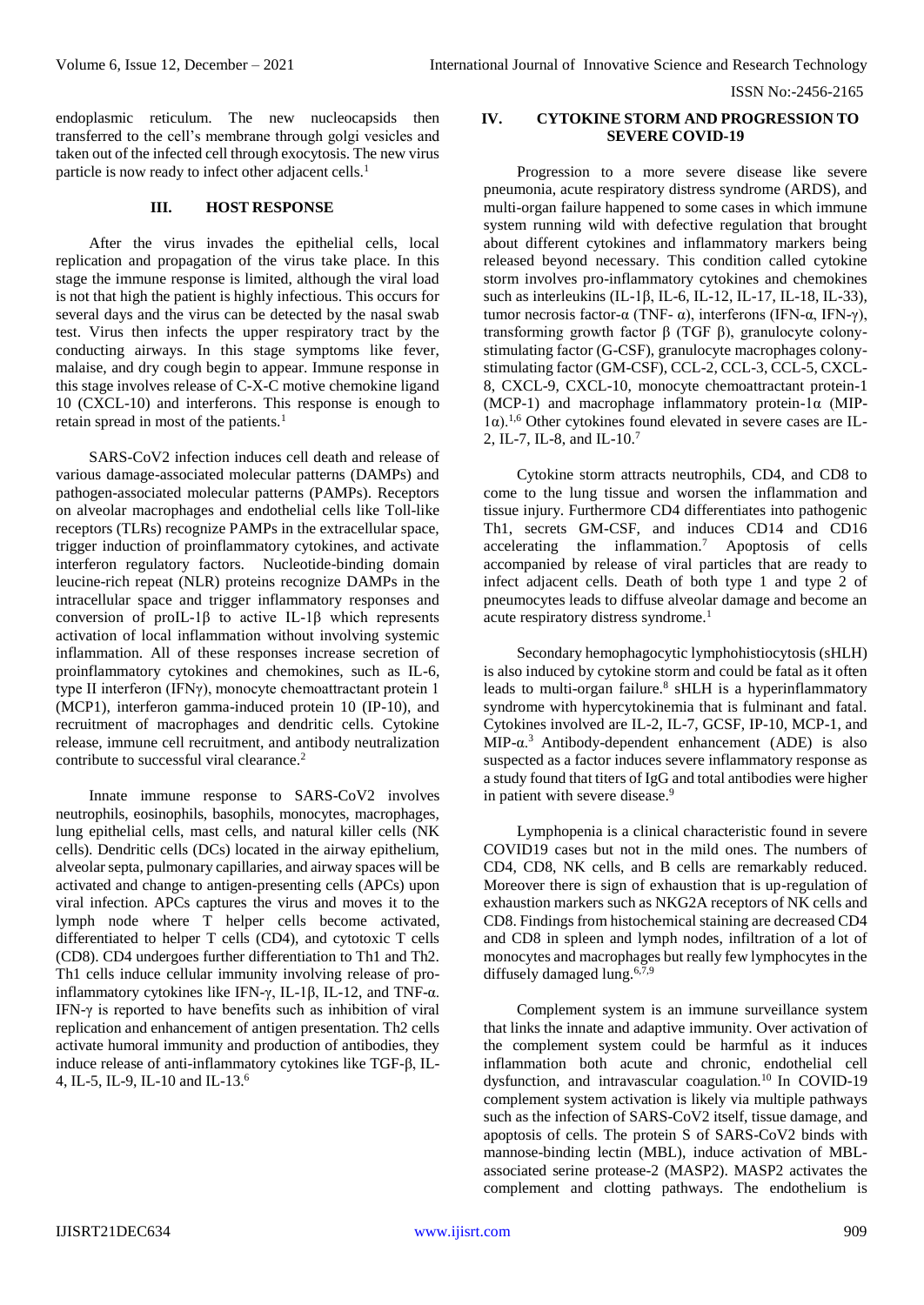endoplasmic reticulum. The new nucleocapsids then transferred to the cell's membrane through golgi vesicles and taken out of the infected cell through exocytosis. The new virus particle is now ready to infect other adjacent cells.[1]

## III. HOST RESPONSE

After the virus invades the epithelial cells, local replication and propagation of the virus take place. In this stage the immune response is limited, although the viral load is not that high the patient is highly infectious. This occurs for several days and the virus can be detected by the nasal swab test. Virus then infects the upper respiratory tract by the conducting airways. In this stage symptoms like fever, malaise, and dry cough begin to appear. Immune response in this stage involves release of C-X-C motive chemokine ligand 10 (CXCL-10) and interferons. This response is enough to retain spread in most of the patients.[1]

SARS-CoV2 infection induces cell death and release of various damage-associated molecular patterns (DAMPs) and pathogen-associated molecular patterns (PAMPs). Receptors on alveolar macrophages and endothelial cells like Toll-like receptors (TLRs) recognize PAMPs in the extracellular space, trigger induction of proinflammatory cytokines, and activate interferon regulatory factors. Nucleotide-binding domain leucine-rich repeat (NLR) proteins recognize DAMPs in the intracellular space and trigger inflammatory responses and conversion of proIL-1β to active IL-1β which represents activation of local inflammation without involving systemic inflammation. All of these responses increase secretion of proinflammatory cytokines and chemokines, such as IL-6, type II interferon (IFNγ), monocyte chemoattractant protein 1 (MCP1), interferon gamma-induced protein 10 (IP-10), and recruitment of macrophages and dendritic cells. Cytokine release, immune cell recruitment, and antibody neutralization contribute to successful viral clearance.[2]

Innate immune response to SARS-CoV2 involves neutrophils, eosinophils, basophils, monocytes, macrophages, lung epithelial cells, mast cells, and natural killer cells (NK cells). Dendritic cells (DCs) located in the airway epithelium, alveolar septa, pulmonary capillaries, and airway spaces will be activated and change to antigen-presenting cells (APCs) upon viral infection. APCs captures the virus and moves it to the lymph node where T helper cells become activated, differentiated to helper T cells (CD4), and cytotoxic T cells (CD8). CD4 undergoes further differentiation to Th1 and Th2. Th1 cells induce cellular immunity involving release of pro-inflammatory cytokines like IFN-γ, IL-1β, IL-12, and TNF-α. IFN-γ is reported to have benefits such as inhibition of viral replication and enhancement of antigen presentation. Th2 cells activate humoral immunity and production of antibodies, they induce release of anti-inflammatory cytokines like TGF-β, IL-4, IL-5, IL-9, IL-10 and IL-13.[6]

## IV. CYTOKINE STORM AND PROGRESSION TO SEVERE COVID-19

Progression to a more severe disease like severe pneumonia, acute respiratory distress syndrome (ARDS), and multi-organ failure happened to some cases in which immune system running wild with defective regulation that brought about different cytokines and inflammatory markers being released beyond necessary. This condition called cytokine storm involves pro-inflammatory cytokines and chemokines such as interleukins (IL-1β, IL-6, IL-12, IL-17, IL-18, IL-33), tumor necrosis factor-α (TNF- α), interferons (IFN-α, IFN-γ), transforming growth factor β (TGF β), granulocyte colony-stimulating factor (G-CSF), granulocyte macrophages colony-stimulating factor (GM-CSF), CCL-2, CCL-3, CCL-5, CXCL-8, CXCL-9, CXCL-10, monocyte chemoattractant protein-1 (MCP-1) and macrophage inflammatory protein-1α (MIP-1α).[1,6] Other cytokines found elevated in severe cases are IL-2, IL-7, IL-8, and IL-10.[7]

Cytokine storm attracts neutrophils, CD4, and CD8 to come to the lung tissue and worsen the inflammation and tissue injury. Furthermore CD4 differentiates into pathogenic Th1, secrets GM-CSF, and induces CD14 and CD16 accelerating the inflammation.[7] Apoptosis of cells accompanied by release of viral particles that are ready to infect adjacent cells. Death of both type 1 and type 2 of pneumocytes leads to diffuse alveolar damage and become an acute respiratory distress syndrome.[1]

Secondary hemophagocytic lymphohistiocytosis (sHLH) is also induced by cytokine storm and could be fatal as it often leads to multi-organ failure.[8] sHLH is a hyperinflammatory syndrome with hypercytokinemia that is fulminant and fatal. Cytokines involved are IL-2, IL-7, GCSF, IP-10, MCP-1, and MIP-α.[3] Antibody-dependent enhancement (ADE) is also suspected as a factor induces severe inflammatory response as a study found that titers of IgG and total antibodies were higher in patient with severe disease.[9]

Lymphopenia is a clinical characteristic found in severe COVID19 cases but not in the mild ones. The numbers of CD4, CD8, NK cells, and B cells are remarkably reduced. Moreover there is sign of exhaustion that is up-regulation of exhaustion markers such as NKG2A receptors of NK cells and CD8. Findings from histochemical staining are decreased CD4 and CD8 in spleen and lymph nodes, infiltration of a lot of monocytes and macrophages but really few lymphocytes in the diffusely damaged lung.[6,7,9]

Complement system is an immune surveillance system that links the innate and adaptive immunity. Over activation of the complement system could be harmful as it induces inflammation both acute and chronic, endothelial cell dysfunction, and intravascular coagulation.[10] In COVID-19 complement system activation is likely via multiple pathways such as the infection of SARS-CoV2 itself, tissue damage, and apoptosis of cells. The protein S of SARS-CoV2 binds with mannose-binding lectin (MBL), induce activation of MBL-associated serine protease-2 (MASP2). MASP2 activates the complement and clotting pathways. The endothelium is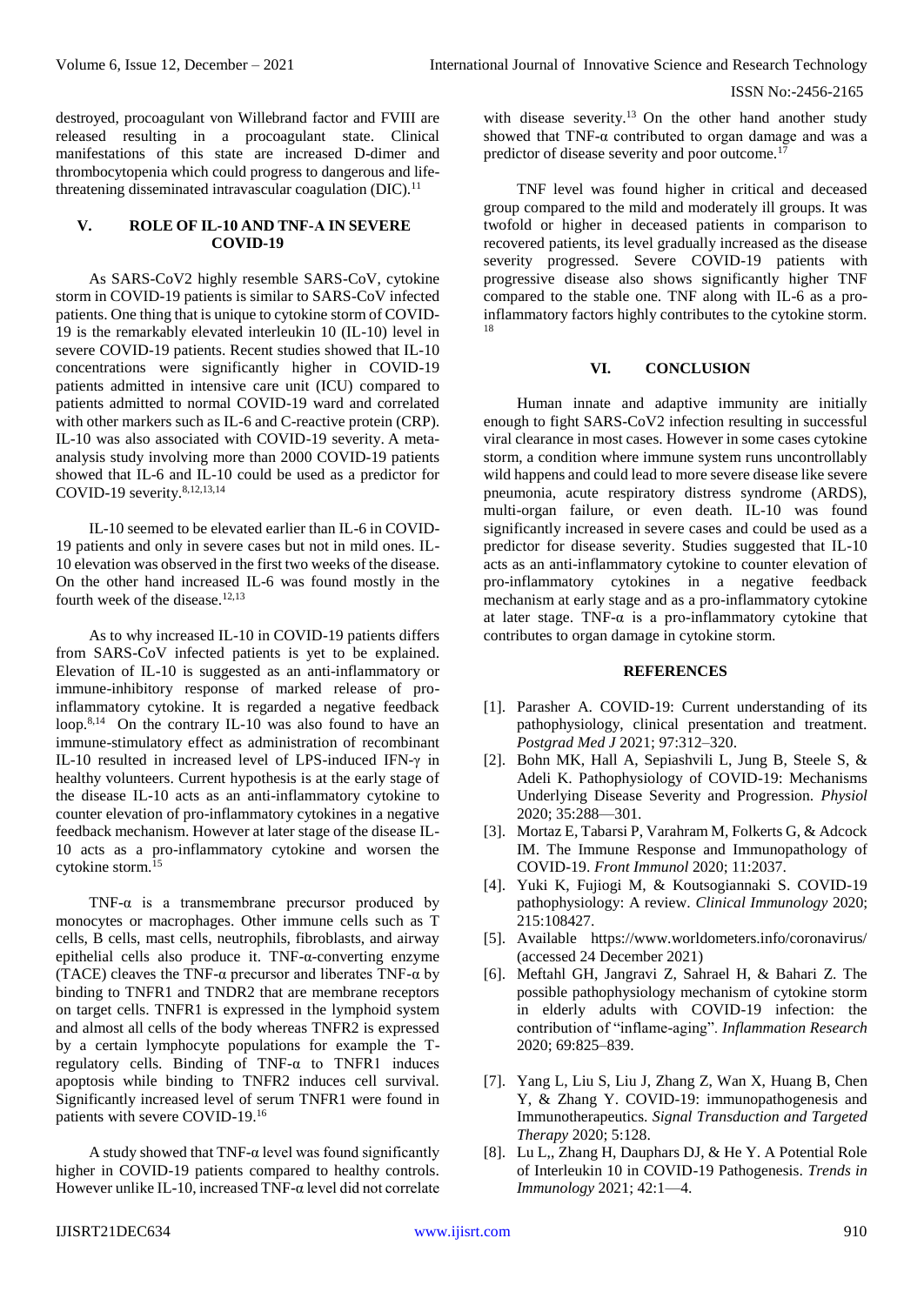destroyed, procoagulant von Willebrand factor and FVIII are released resulting in a procoagulant state. Clinical manifestations of this state are increased D-dimer and thrombocytopenia which could progress to dangerous and life-threatening disseminated intravascular coagulation (DIC).[11]

## V. ROLE OF IL-10 AND TNF-A IN SEVERE COVID-19

As SARS-CoV2 highly resemble SARS-CoV, cytokine storm in COVID-19 patients is similar to SARS-CoV infected patients. One thing that is unique to cytokine storm of COVID-19 is the remarkably elevated interleukin 10 (IL-10) level in severe COVID-19 patients. Recent studies showed that IL-10 concentrations were significantly higher in COVID-19 patients admitted in intensive care unit (ICU) compared to patients admitted to normal COVID-19 ward and correlated with other markers such as IL-6 and C-reactive protein (CRP). IL-10 was also associated with COVID-19 severity. A meta-analysis study involving more than 2000 COVID-19 patients showed that IL-6 and IL-10 could be used as a predictor for COVID-19 severity.[8,12,13,14]

IL-10 seemed to be elevated earlier than IL-6 in COVID-19 patients and only in severe cases but not in mild ones. IL-10 elevation was observed in the first two weeks of the disease. On the other hand increased IL-6 was found mostly in the fourth week of the disease.[12,13]

As to why increased IL-10 in COVID-19 patients differs from SARS-CoV infected patients is yet to be explained. Elevation of IL-10 is suggested as an anti-inflammatory or immune-inhibitory response of marked release of pro-inflammatory cytokine. It is regarded a negative feedback loop.[8,14] On the contrary IL-10 was also found to have an immune-stimulatory effect as administration of recombinant IL-10 resulted in increased level of LPS-induced IFN-γ in healthy volunteers. Current hypothesis is at the early stage of the disease IL-10 acts as an anti-inflammatory cytokine to counter elevation of pro-inflammatory cytokines in a negative feedback mechanism. However at later stage of the disease IL-10 acts as a pro-inflammatory cytokine and worsen the cytokine storm.[15]

TNF-α is a transmembrane precursor produced by monocytes or macrophages. Other immune cells such as T cells, B cells, mast cells, neutrophils, fibroblasts, and airway epithelial cells also produce it. TNF-α-converting enzyme (TACE) cleaves the TNF-α precursor and liberates TNF-α by binding to TNFR1 and TNDR2 that are membrane receptors on target cells. TNFR1 is expressed in the lymphoid system and almost all cells of the body whereas TNFR2 is expressed by a certain lymphocyte populations for example the T-regulatory cells. Binding of TNF-α to TNFR1 induces apoptosis while binding to TNFR2 induces cell survival. Significantly increased level of serum TNFR1 were found in patients with severe COVID-19.[16]

A study showed that TNF-α level was found significantly higher in COVID-19 patients compared to healthy controls. However unlike IL-10, increased TNF-α level did not correlate with disease severity.[13] On the other hand another study showed that TNF-α contributed to organ damage and was a predictor of disease severity and poor outcome.[17]

TNF level was found higher in critical and deceased group compared to the mild and moderately ill groups. It was twofold or higher in deceased patients in comparison to recovered patients, its level gradually increased as the disease severity progressed. Severe COVID-19 patients with progressive disease also shows significantly higher TNF compared to the stable one. TNF along with IL-6 as a pro-inflammatory factors highly contributes to the cytokine storm.[18]

## VI. CONCLUSION

Human innate and adaptive immunity are initially enough to fight SARS-CoV2 infection resulting in successful viral clearance in most cases. However in some cases cytokine storm, a condition where immune system runs uncontrollably wild happens and could lead to more severe disease like severe pneumonia, acute respiratory distress syndrome (ARDS), multi-organ failure, or even death. IL-10 was found significantly increased in severe cases and could be used as a predictor for disease severity. Studies suggested that IL-10 acts as an anti-inflammatory cytokine to counter elevation of pro-inflammatory cytokines in a negative feedback mechanism at early stage and as a pro-inflammatory cytokine at later stage. TNF-α is a pro-inflammatory cytokine that contributes to organ damage in cytokine storm.

## REFERENCES

- [1]. Parasher A. COVID-19: Current understanding of its pathophysiology, clinical presentation and treatment. *Postgrad Med J* 2021; 97:312–320.
- [2]. Bohn MK, Hall A, Sepiashvili L, Jung B, Steele S, & Adeli K. Pathophysiology of COVID-19: Mechanisms Underlying Disease Severity and Progression. *Physiol* 2020; 35:288—301.
- [3]. Mortaz E, Tabarsi P, Varahram M, Folkerts G, & Adcock IM. The Immune Response and Immunopathology of COVID-19. *Front Immunol* 2020; 11:2037.
- [4]. Yuki K, Fujiogi M, & Koutsogiannaki S. COVID-19 pathophysiology: A review. *Clinical Immunology* 2020; 215:108427.
- [5]. Available https://www.worldometers.info/coronavirus/ (accessed 24 December 2021)
- [6]. Meftahl GH, Jangravi Z, Sahrael H, & Bahari Z. The possible pathophysiology mechanism of cytokine storm in elderly adults with COVID-19 infection: the contribution of "inflame-aging". *Inflammation Research* 2020; 69:825–839.
- [7]. Yang L, Liu S, Liu J, Zhang Z, Wan X, Huang B, Chen Y, & Zhang Y. COVID-19: immunopathogenesis and Immunotherapeutics. *Signal Transduction and Targeted Therapy* 2020; 5:128.
- [8]. Lu L,, Zhang H, Dauphars DJ, & He Y. A Potential Role of Interleukin 10 in COVID-19 Pathogenesis. *Trends in Immunology* 2021; 42:1—4.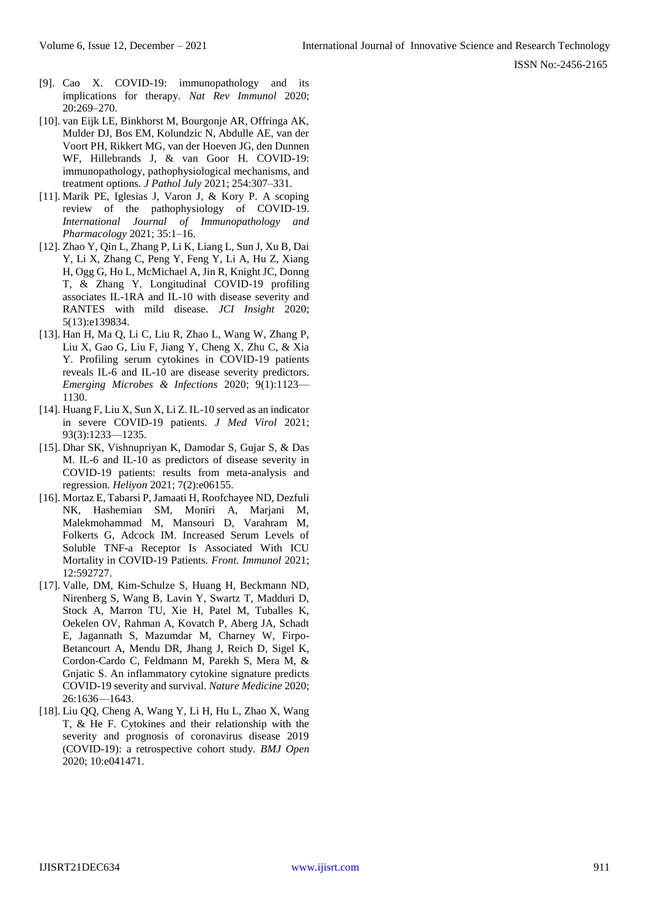[9]. Cao X. COVID-19: immunopathology and its implications for therapy. *Nat Rev Immunol* 2020; 20:269–270.

[10]. van Eijk LE, Binkhorst M, Bourgonje AR, Offringa AK, Mulder DJ, Bos EM, Kolundzic N, Abdulle AE, van der Voort PH, Rikkert MG, van der Hoeven JG, den Dunnen WF, Hillebrands J, & van Goor H. COVID-19: immunopathology, pathophysiological mechanisms, and treatment options. *J Pathol July* 2021; 254:307–331.

[11]. Marik PE, Iglesias J, Varon J, & Kory P. A scoping review of the pathophysiology of COVID-19. *International Journal of Immunopathology and Pharmacology* 2021; 35:1–16.

[12]. Zhao Y, Qin L, Zhang P, Li K, Liang L, Sun J, Xu B, Dai Y, Li X, Zhang C, Peng Y, Feng Y, Li A, Hu Z, Xiang H, Ogg G, Ho L, McMichael A, Jin R, Knight JC, Donng T, & Zhang Y. Longitudinal COVID-19 profiling associates IL-1RA and IL-10 with disease severity and RANTES with mild disease. *JCI Insight* 2020; 5(13):e139834.

[13]. Han H, Ma Q, Li C, Liu R, Zhao L, Wang W, Zhang P, Liu X, Gao G, Liu F, Jiang Y, Cheng X, Zhu C, & Xia Y. Profiling serum cytokines in COVID-19 patients reveals IL-6 and IL-10 are disease severity predictors. *Emerging Microbes & Infections* 2020; 9(1):1123—1130.

[14]. Huang F, Liu X, Sun X, Li Z. IL-10 served as an indicator in severe COVID-19 patients. *J Med Virol* 2021; 93(3):1233—1235.

[15]. Dhar SK, Vishnupriyan K, Damodar S, Gujar S, & Das M. IL-6 and IL-10 as predictors of disease severity in COVID-19 patients: results from meta-analysis and regression. *Heliyon* 2021; 7(2):e06155.

[16]. Mortaz E, Tabarsi P, Jamaati H, Roofchayee ND, Dezfuli NK, Hashemian SM, Moniri A, Marjani M, Malekmohammad M, Mansouri D, Varahram M, Folkerts G, Adcock IM. Increased Serum Levels of Soluble TNF-a Receptor Is Associated With ICU Mortality in COVID-19 Patients. *Front. Immunol* 2021; 12:592727.

[17]. Valle, DM, Kim-Schulze S, Huang H, Beckmann ND, Nirenberg S, Wang B, Lavin Y, Swartz T, Madduri D, Stock A, Marron TU, Xie H, Patel M, Tuballes K, Oekelen OV, Rahman A, Kovatch P, Aberg JA, Schadt E, Jagannath S, Mazumdar M, Charney W, Firpo-Betancourt A, Mendu DR, Jhang J, Reich D, Sigel K, Cordon-Cardo C, Feldmann M, Parekh S, Mera M, & Gnjatic S. An inflammatory cytokine signature predicts COVID-19 severity and survival. *Nature Medicine* 2020; 26:1636—1643.

[18]. Liu QQ, Cheng A, Wang Y, Li H, Hu L, Zhao X, Wang T, & He F. Cytokines and their relationship with the severity and prognosis of coronavirus disease 2019 (COVID-19): a retrospective cohort study. *BMJ Open* 2020; 10:e041471.